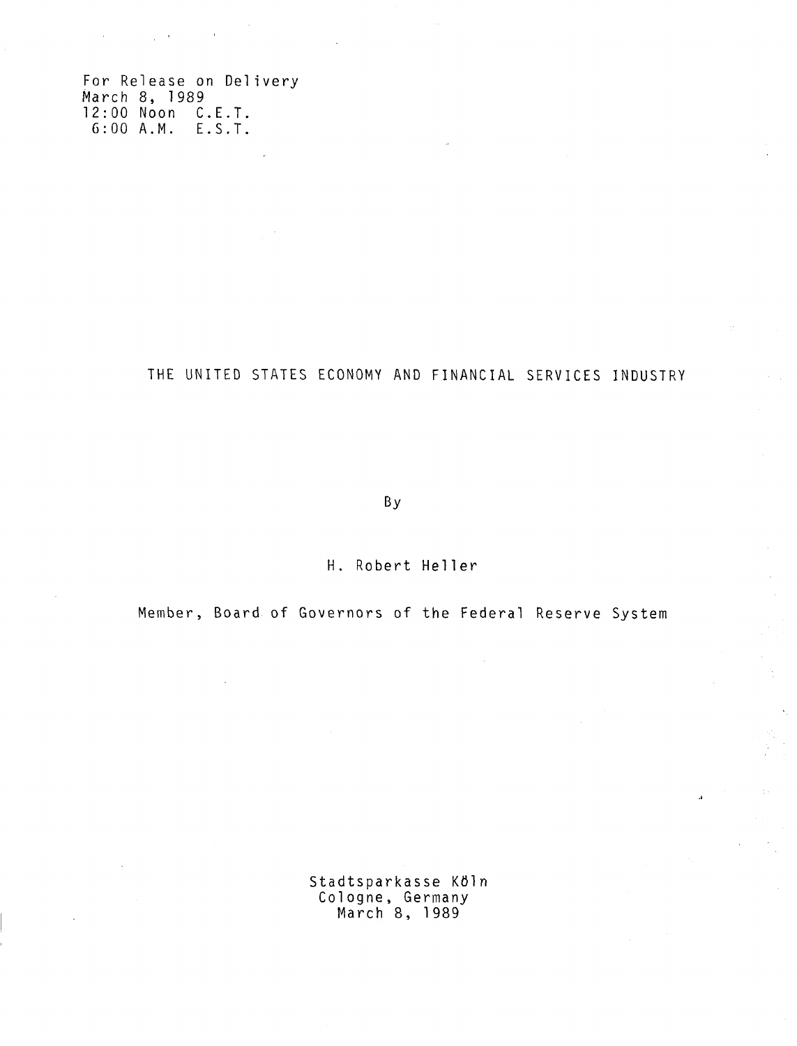For Release on Delivery
March 8, 1989
12:00 Noon C.E.T.
6:00 A.M. E.S.T.

# THE UNITED STATES ECONOMY AND FINANCIAL SERVICES INDUSTRY

By

H. Robert Heller

Member, Board of Governors of the Federal Reserve System

Stadtsparkasse Köln
Cologne, Germany
March 8, 1989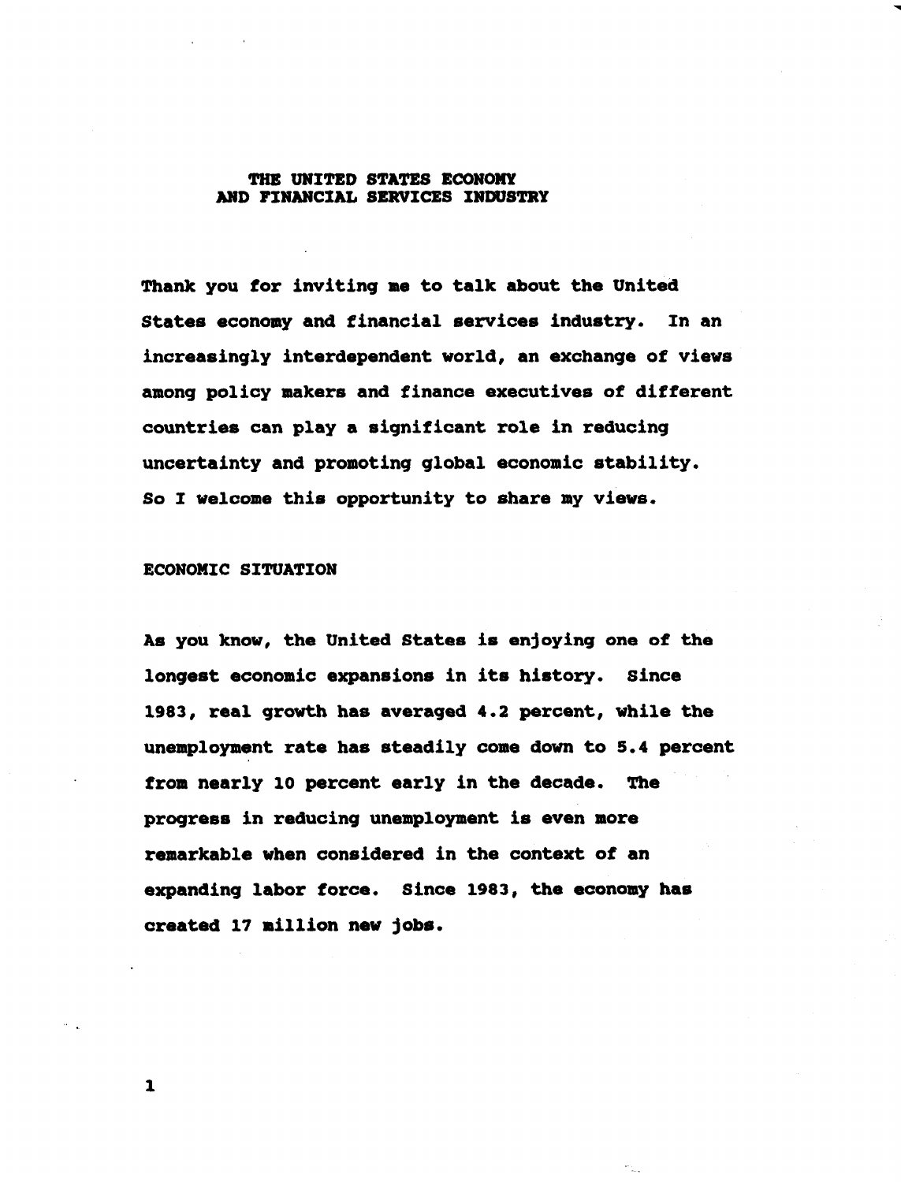# THE UNITED STATES ECONOMY AND FINANCIAL SERVICES INDUSTRY

Thank you for inviting me to talk about the United States economy and financial services industry. In an increasingly interdependent world, an exchange of views among policy makers and finance executives of different countries can play a significant role in reducing uncertainty and promoting global economic stability. So I welcome this opportunity to share my views.

## ECONOMIC SITUATION

As you know, the United States is enjoying one of the longest economic expansions in its history. Since 1983, real growth has averaged 4.2 percent, while the unemployment rate has steadily come down to 5.4 percent from nearly 10 percent early in the decade. The progress in reducing unemployment is even more remarkable when considered in the context of an expanding labor force. Since 1983, the economy has created 17 million new jobs.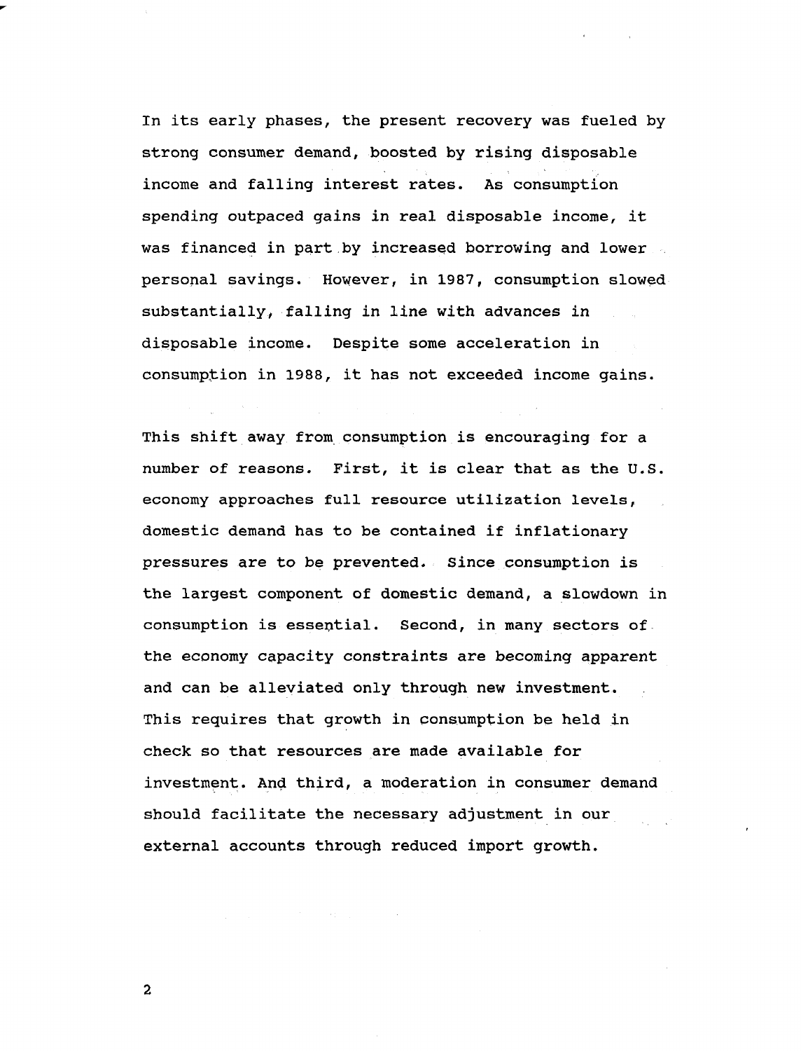In its early phases, the present recovery was fueled by strong consumer demand, boosted by rising disposable income and falling interest rates. As consumption spending outpaced gains in real disposable income, it was financed in part by increased borrowing and lower personal savings. However, in 1987, consumption slowed substantially, falling in line with advances in disposable income. Despite some acceleration in consumption in 1988, it has not exceeded income gains.

This shift away from consumption is encouraging for a number of reasons. First, it is clear that as the U.S. economy approaches full resource utilization levels, domestic demand has to be contained if inflationary pressures are to be prevented. Since consumption is the largest component of domestic demand, a slowdown in consumption is essential. Second, in many sectors of the economy capacity constraints are becoming apparent and can be alleviated only through new investment. This requires that growth in consumption be held in check so that resources are made available for investment. And third, a moderation in consumer demand should facilitate the necessary adjustment in our external accounts through reduced import growth.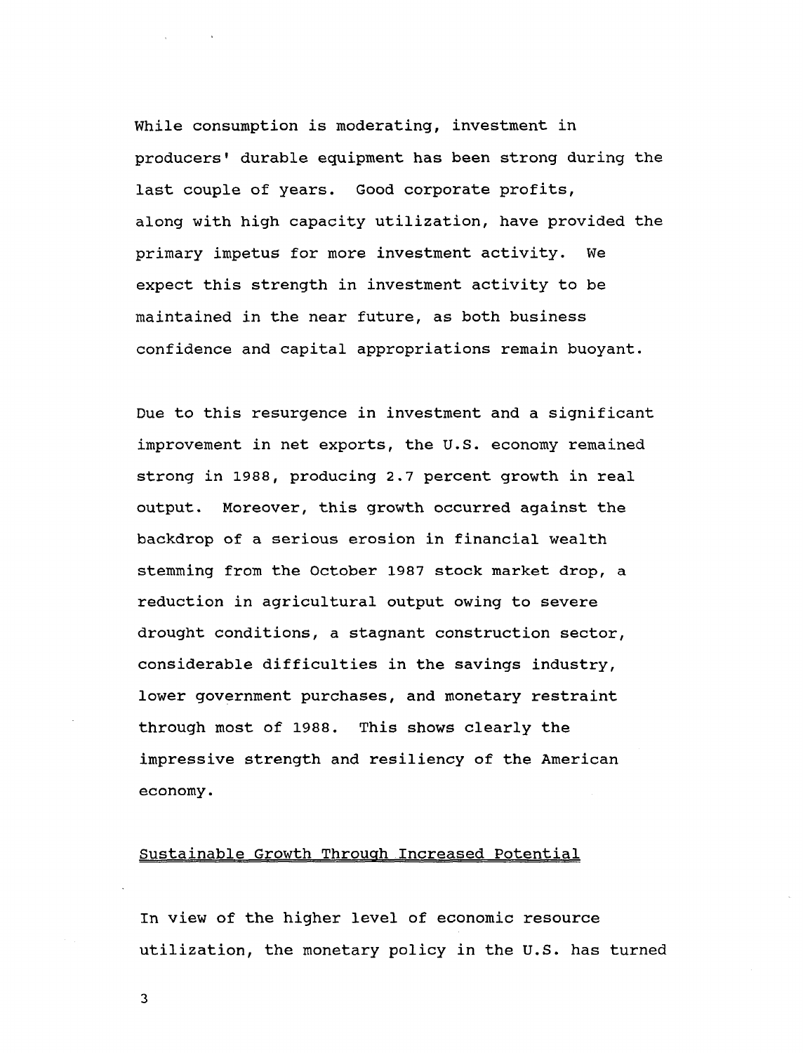While consumption is moderating, investment in producers' durable equipment has been strong during the last couple of years. Good corporate profits, along with high capacity utilization, have provided the primary impetus for more investment activity. We expect this strength in investment activity to be maintained in the near future, as both business confidence and capital appropriations remain buoyant.

Due to this resurgence in investment and a significant improvement in net exports, the U.S. economy remained strong in 1988, producing 2.7 percent growth in real output. Moreover, this growth occurred against the backdrop of a serious erosion in financial wealth stemming from the October 1987 stock market drop, a reduction in agricultural output owing to severe drought conditions, a stagnant construction sector, considerable difficulties in the savings industry, lower government purchases, and monetary restraint through most of 1988. This shows clearly the impressive strength and resiliency of the American economy.

## Sustainable Growth Through Increased Potential

In view of the higher level of economic resource utilization, the monetary policy in the U.S. has turned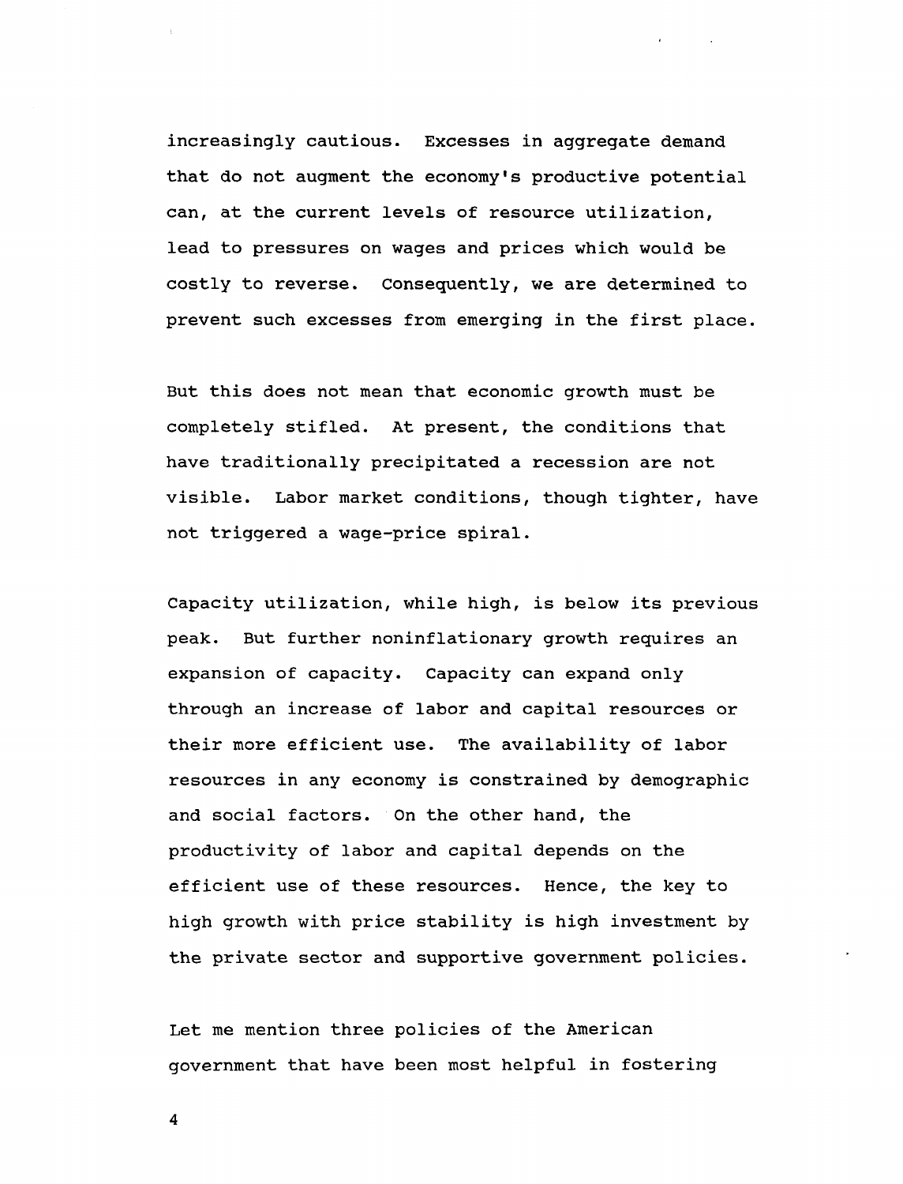increasingly cautious. Excesses in aggregate demand that do not augment the economy's productive potential can, at the current levels of resource utilization, lead to pressures on wages and prices which would be costly to reverse. Consequently, we are determined to prevent such excesses from emerging in the first place.

But this does not mean that economic growth must be completely stifled. At present, the conditions that have traditionally precipitated a recession are not visible. Labor market conditions, though tighter, have not triggered a wage-price spiral.

Capacity utilization, while high, is below its previous peak. But further noninflationary growth requires an expansion of capacity. Capacity can expand only through an increase of labor and capital resources or their more efficient use. The availability of labor resources in any economy is constrained by demographic and social factors. On the other hand, the productivity of labor and capital depends on the efficient use of these resources. Hence, the key to high growth with price stability is high investment by the private sector and supportive government policies.

Let me mention three policies of the American government that have been most helpful in fostering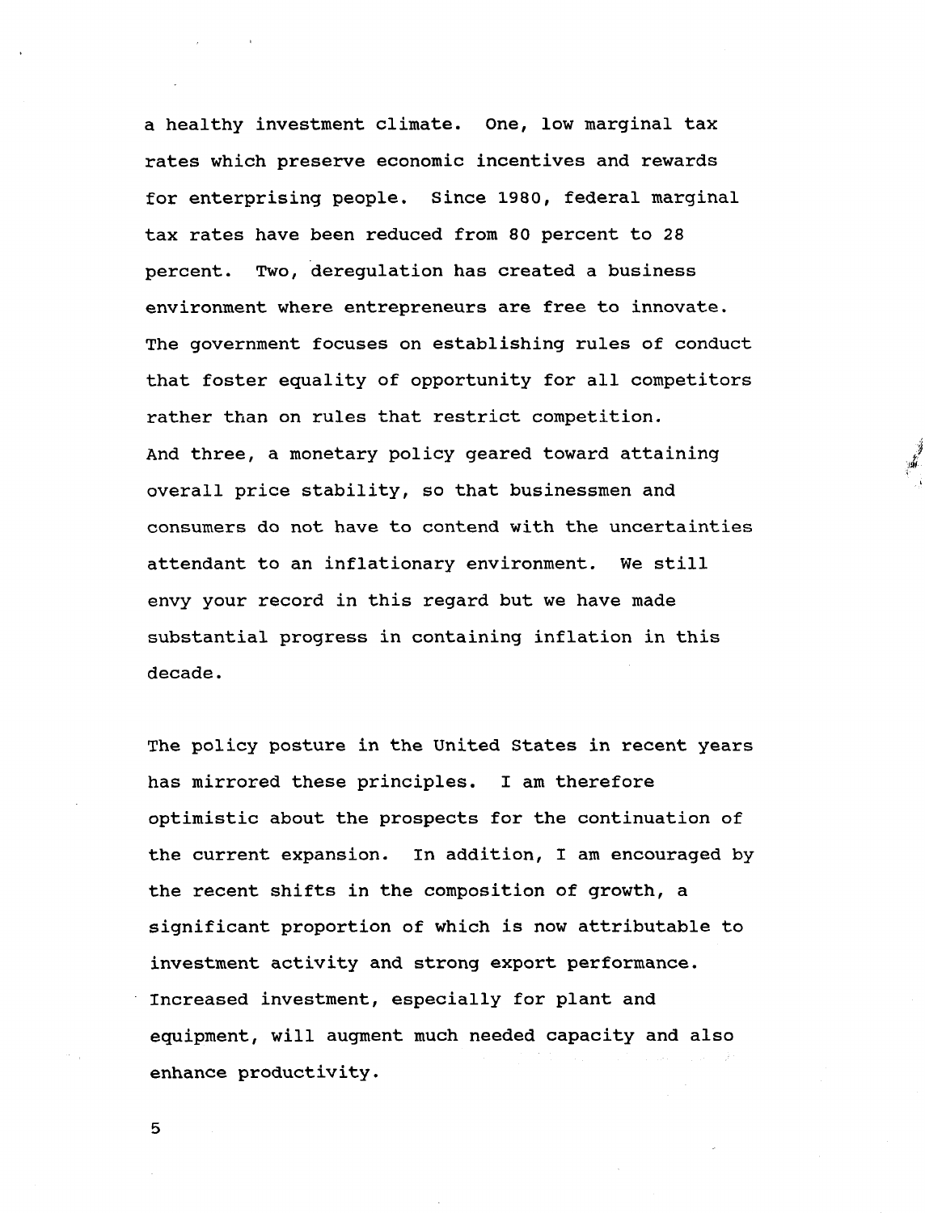a healthy investment climate. One, low marginal tax rates which preserve economic incentives and rewards for enterprising people. Since 1980, federal marginal tax rates have been reduced from 80 percent to 28 percent. Two, deregulation has created a business environment where entrepreneurs are free to innovate. The government focuses on establishing rules of conduct that foster equality of opportunity for all competitors rather than on rules that restrict competition. And three, a monetary policy geared toward attaining overall price stability, so that businessmen and consumers do not have to contend with the uncertainties attendant to an inflationary environment. We still envy your record in this regard but we have made substantial progress in containing inflation in this decade.

The policy posture in the United States in recent years has mirrored these principles. I am therefore optimistic about the prospects for the continuation of the current expansion. In addition, I am encouraged by the recent shifts in the composition of growth, a significant proportion of which is now attributable to investment activity and strong export performance. Increased investment, especially for plant and equipment, will augment much needed capacity and also enhance productivity.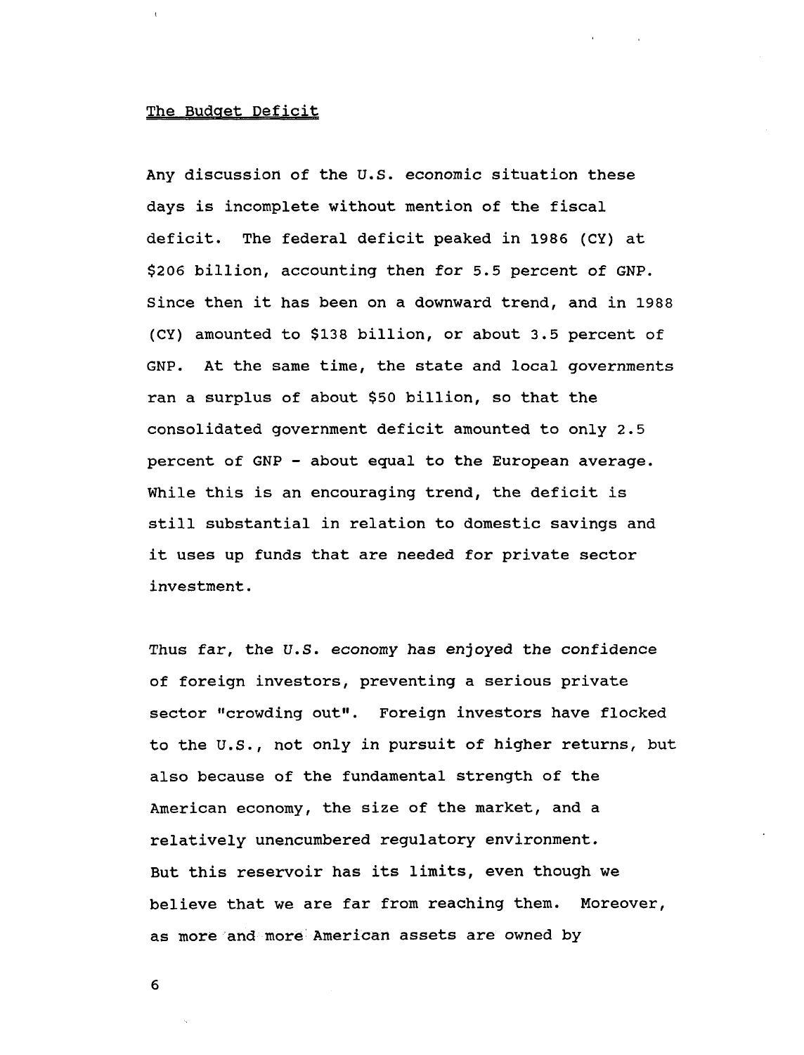## The Budget Deficit

Any discussion of the U.S. economic situation these days is incomplete without mention of the fiscal deficit. The federal deficit peaked in 1986 (CY) at $206 billion, accounting then for 5.5 percent of GNP. Since then it has been on a downward trend, and in 1988 (CY) amounted to $138 billion, or about 3.5 percent of GNP. At the same time, the state and local governments ran a surplus of about $50 billion, so that the consolidated government deficit amounted to only 2.5 percent of GNP - about equal to the European average. While this is an encouraging trend, the deficit is still substantial in relation to domestic savings and it uses up funds that are needed for private sector investment.

Thus far, the U.S. economy has enjoyed the confidence of foreign investors, preventing a serious private sector "crowding out". Foreign investors have flocked to the U.S., not only in pursuit of higher returns, but also because of the fundamental strength of the American economy, the size of the market, and a relatively unencumbered regulatory environment. But this reservoir has its limits, even though we believe that we are far from reaching them. Moreover, as more and more American assets are owned by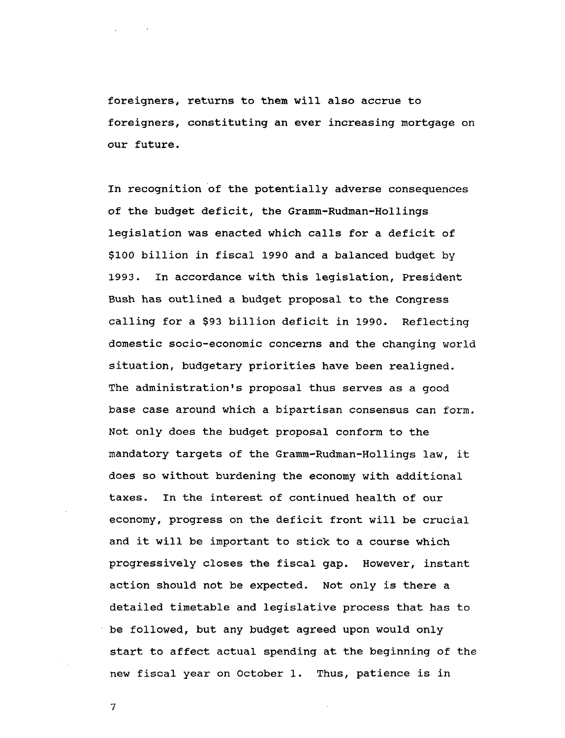foreigners, returns to them will also accrue to foreigners, constituting an ever increasing mortgage on our future.

In recognition of the potentially adverse consequences of the budget deficit, the Gramm-Rudman-Hollings legislation was enacted which calls for a deficit of $100 billion in fiscal 1990 and a balanced budget by 1993. In accordance with this legislation, President Bush has outlined a budget proposal to the Congress calling for a $93 billion deficit in 1990. Reflecting domestic socio-economic concerns and the changing world situation, budgetary priorities have been realigned. The administration's proposal thus serves as a good base case around which a bipartisan consensus can form. Not only does the budget proposal conform to the mandatory targets of the Gramm-Rudman-Hollings law, it does so without burdening the economy with additional taxes. In the interest of continued health of our economy, progress on the deficit front will be crucial and it will be important to stick to a course which progressively closes the fiscal gap. However, instant action should not be expected. Not only is there a detailed timetable and legislative process that has to be followed, but any budget agreed upon would only start to affect actual spending at the beginning of the new fiscal year on October 1. Thus, patience is in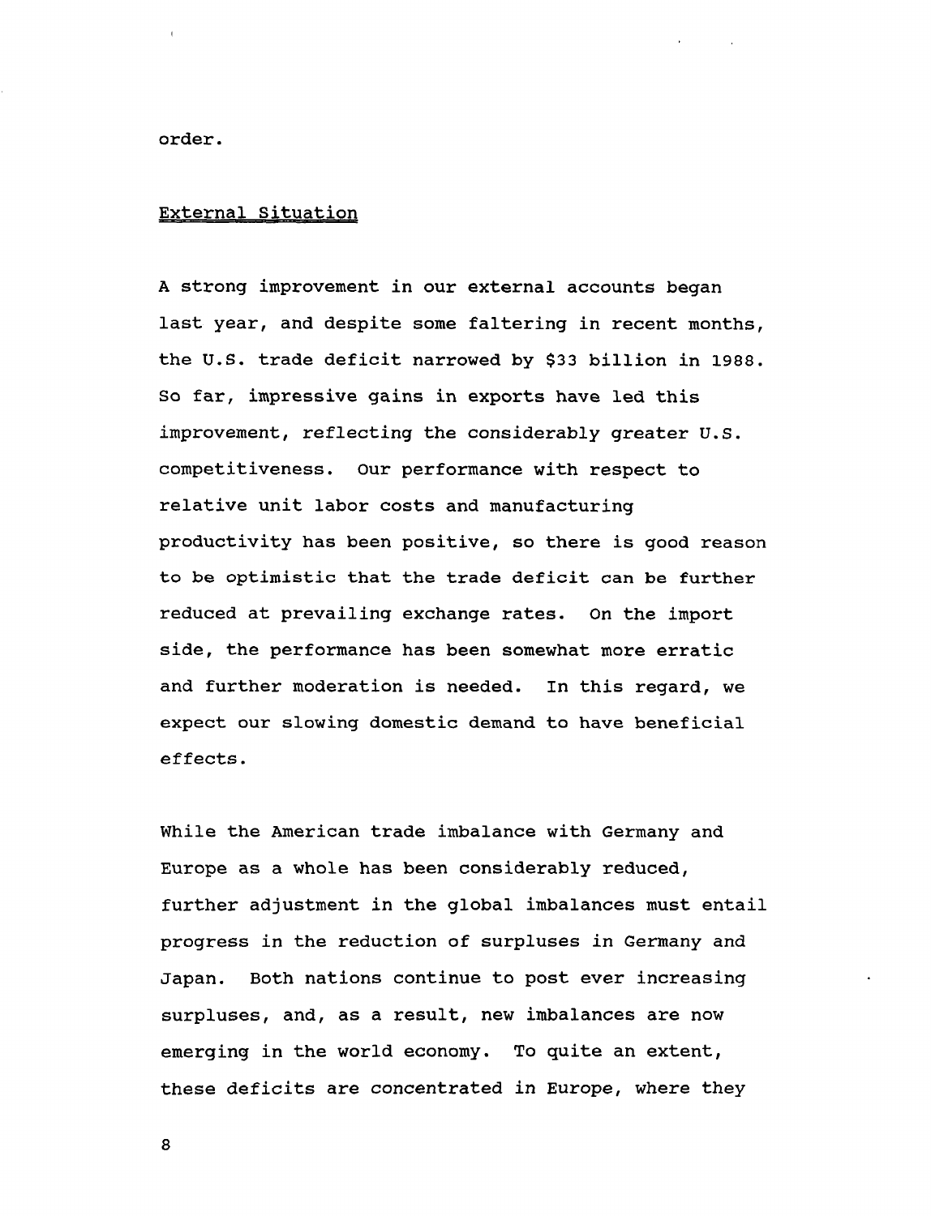order.

External Situation

A strong improvement in our external accounts began last year, and despite some faltering in recent months, the U.S. trade deficit narrowed by $33 billion in 1988. So far, impressive gains in exports have led this improvement, reflecting the considerably greater U.S. competitiveness. Our performance with respect to relative unit labor costs and manufacturing productivity has been positive, so there is good reason to be optimistic that the trade deficit can be further reduced at prevailing exchange rates. On the import side, the performance has been somewhat more erratic and further moderation is needed. In this regard, we expect our slowing domestic demand to have beneficial effects.

While the American trade imbalance with Germany and Europe as a whole has been considerably reduced, further adjustment in the global imbalances must entail progress in the reduction of surpluses in Germany and Japan. Both nations continue to post ever increasing surpluses, and, as a result, new imbalances are now emerging in the world economy. To quite an extent, these deficits are concentrated in Europe, where they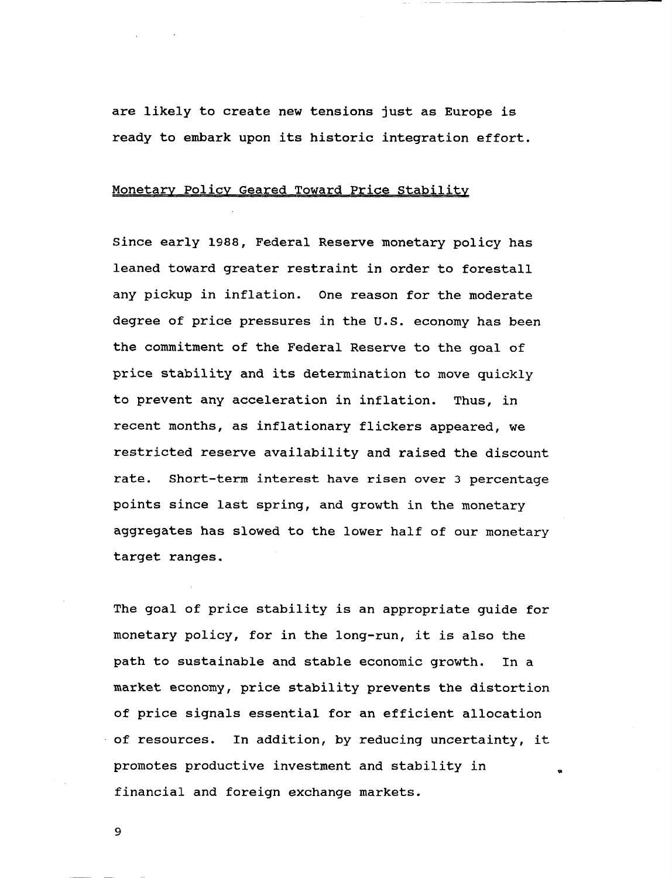are likely to create new tensions just as Europe is ready to embark upon its historic integration effort.

## Monetary Policy Geared Toward Price Stability

Since early 1988, Federal Reserve monetary policy has leaned toward greater restraint in order to forestall any pickup in inflation. One reason for the moderate degree of price pressures in the U.S. economy has been the commitment of the Federal Reserve to the goal of price stability and its determination to move quickly to prevent any acceleration in inflation. Thus, in recent months, as inflationary flickers appeared, we restricted reserve availability and raised the discount rate. Short-term interest have risen over 3 percentage points since last spring, and growth in the monetary aggregates has slowed to the lower half of our monetary target ranges.

The goal of price stability is an appropriate guide for monetary policy, for in the long-run, it is also the path to sustainable and stable economic growth. In a market economy, price stability prevents the distortion of price signals essential for an efficient allocation of resources. In addition, by reducing uncertainty, it promotes productive investment and stability in financial and foreign exchange markets.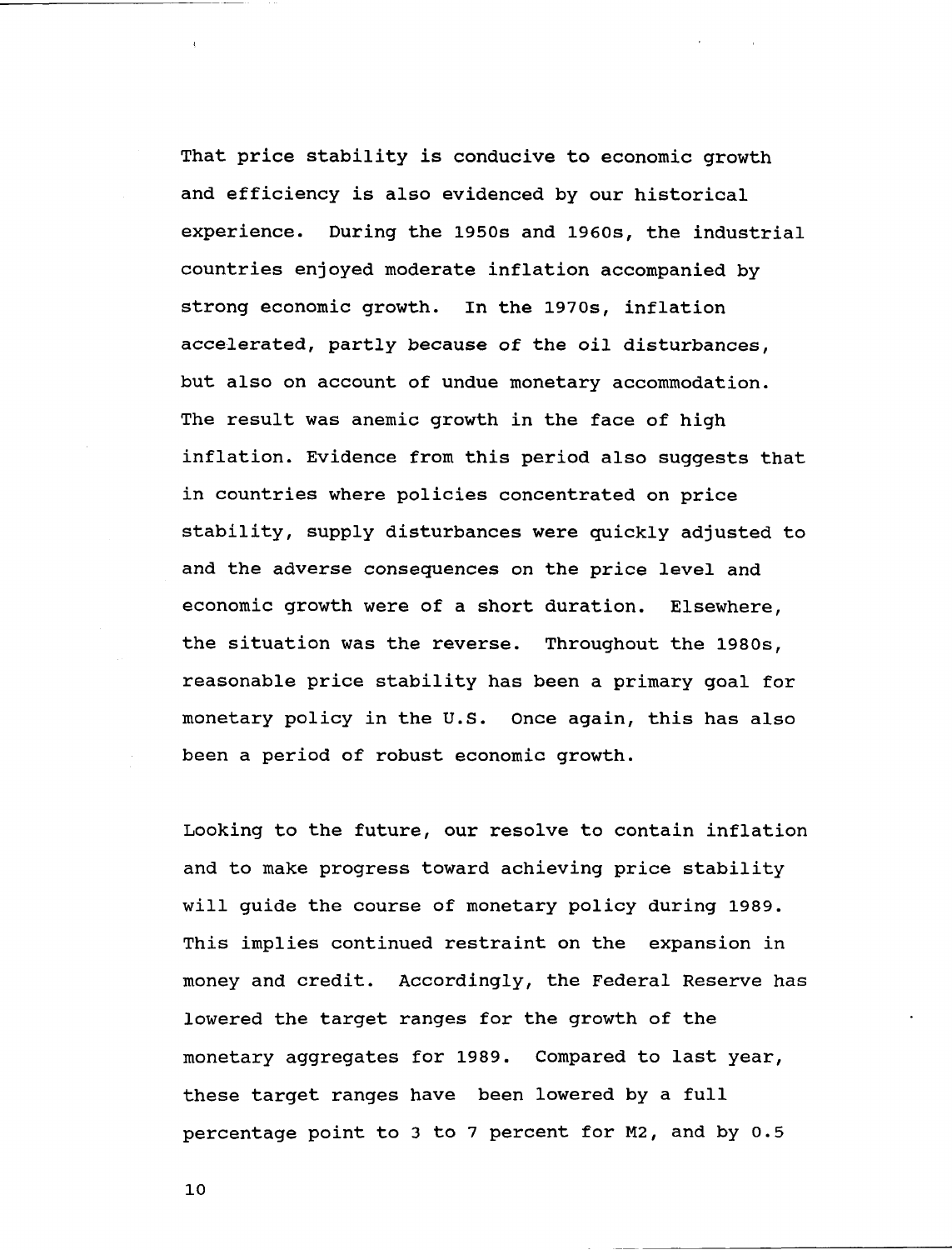That price stability is conducive to economic growth and efficiency is also evidenced by our historical experience. During the 1950s and 1960s, the industrial countries enjoyed moderate inflation accompanied by strong economic growth. In the 1970s, inflation accelerated, partly because of the oil disturbances, but also on account of undue monetary accommodation. The result was anemic growth in the face of high inflation. Evidence from this period also suggests that in countries where policies concentrated on price stability, supply disturbances were quickly adjusted to and the adverse consequences on the price level and economic growth were of a short duration. Elsewhere, the situation was the reverse. Throughout the 1980s, reasonable price stability has been a primary goal for monetary policy in the U.S. Once again, this has also been a period of robust economic growth.

Looking to the future, our resolve to contain inflation and to make progress toward achieving price stability will guide the course of monetary policy during 1989. This implies continued restraint on the expansion in money and credit. Accordingly, the Federal Reserve has lowered the target ranges for the growth of the monetary aggregates for 1989. Compared to last year, these target ranges have been lowered by a full percentage point to 3 to 7 percent for M2, and by 0.5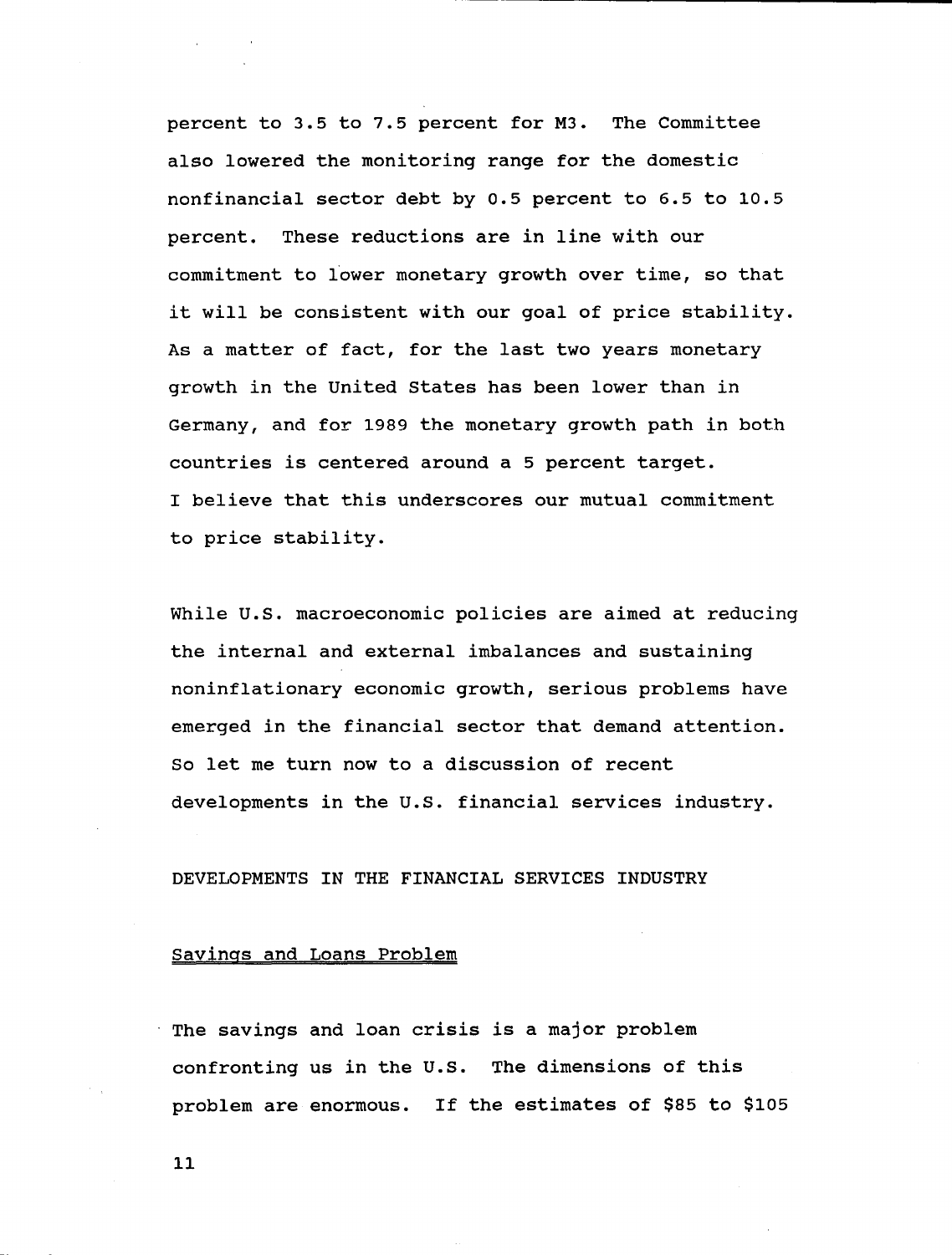percent to 3.5 to 7.5 percent for M3. The Committee also lowered the monitoring range for the domestic nonfinancial sector debt by 0.5 percent to 6.5 to 10.5 percent. These reductions are in line with our commitment to lower monetary growth over time, so that it will be consistent with our goal of price stability. As a matter of fact, for the last two years monetary growth in the United States has been lower than in Germany, and for 1989 the monetary growth path in both countries is centered around a 5 percent target. I believe that this underscores our mutual commitment to price stability.

While U.S. macroeconomic policies are aimed at reducing the internal and external imbalances and sustaining noninflationary economic growth, serious problems have emerged in the financial sector that demand attention. So let me turn now to a discussion of recent developments in the U.S. financial services industry.

## DEVELOPMENTS IN THE FINANCIAL SERVICES INDUSTRY

### Savings and Loans Problem

The savings and loan crisis is a major problem confronting us in the U.S. The dimensions of this problem are enormous. If the estimates of $85 to $105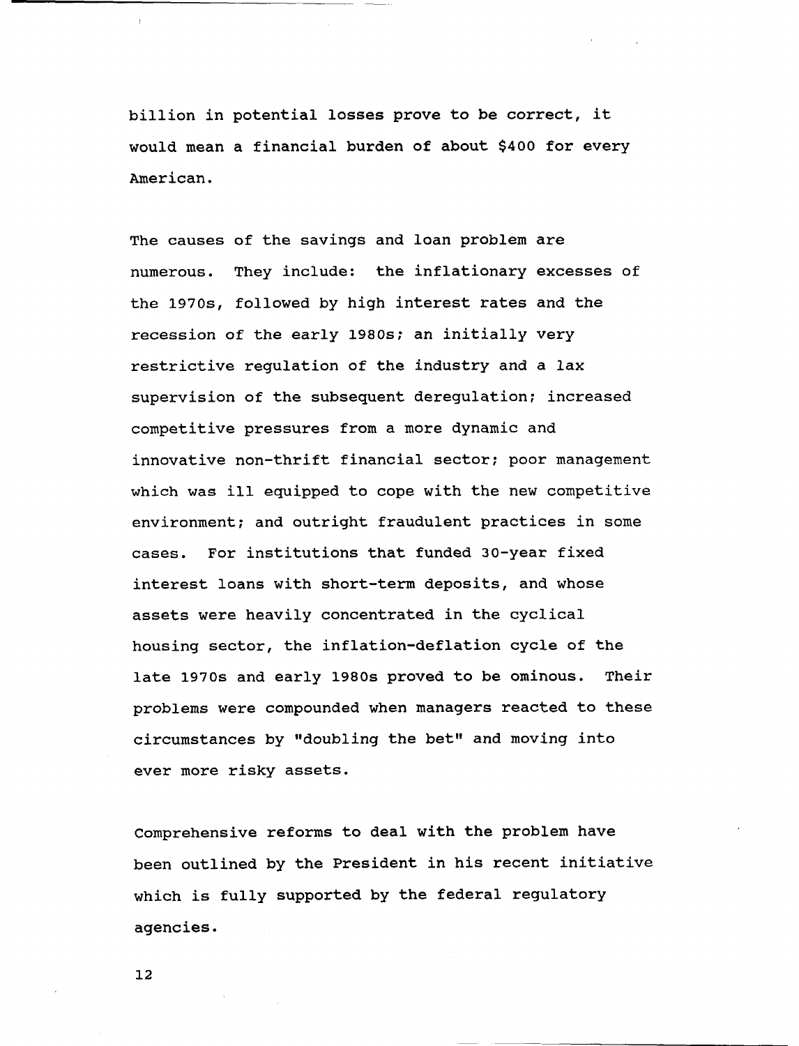billion in potential losses prove to be correct, it would mean a financial burden of about $400 for every American.

The causes of the savings and loan problem are numerous. They include: the inflationary excesses of the 1970s, followed by high interest rates and the recession of the early 1980s; an initially very restrictive regulation of the industry and a lax supervision of the subsequent deregulation; increased competitive pressures from a more dynamic and innovative non-thrift financial sector; poor management which was ill equipped to cope with the new competitive environment; and outright fraudulent practices in some cases. For institutions that funded 30-year fixed interest loans with short-term deposits, and whose assets were heavily concentrated in the cyclical housing sector, the inflation-deflation cycle of the late 1970s and early 1980s proved to be ominous. Their problems were compounded when managers reacted to these circumstances by "doubling the bet" and moving into ever more risky assets.

Comprehensive reforms to deal with the problem have been outlined by the President in his recent initiative which is fully supported by the federal regulatory agencies.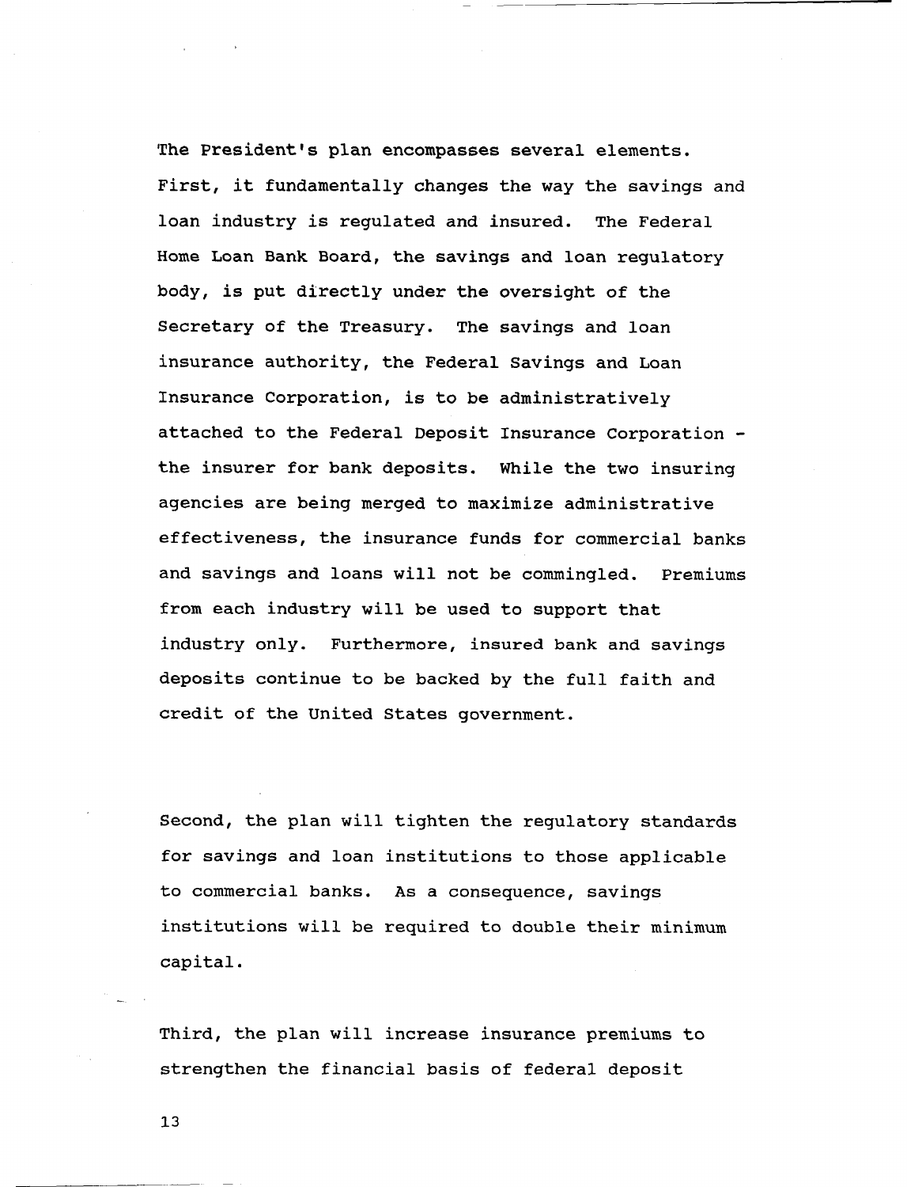The President's plan encompasses several elements. First, it fundamentally changes the way the savings and loan industry is regulated and insured. The Federal Home Loan Bank Board, the savings and loan regulatory body, is put directly under the oversight of the Secretary of the Treasury. The savings and loan insurance authority, the Federal Savings and Loan Insurance Corporation, is to be administratively attached to the Federal Deposit Insurance Corporation - the insurer for bank deposits. While the two insuring agencies are being merged to maximize administrative effectiveness, the insurance funds for commercial banks and savings and loans will not be commingled. Premiums from each industry will be used to support that industry only. Furthermore, insured bank and savings deposits continue to be backed by the full faith and credit of the United States government.

Second, the plan will tighten the regulatory standards for savings and loan institutions to those applicable to commercial banks. As a consequence, savings institutions will be required to double their minimum capital.

Third, the plan will increase insurance premiums to strengthen the financial basis of federal deposit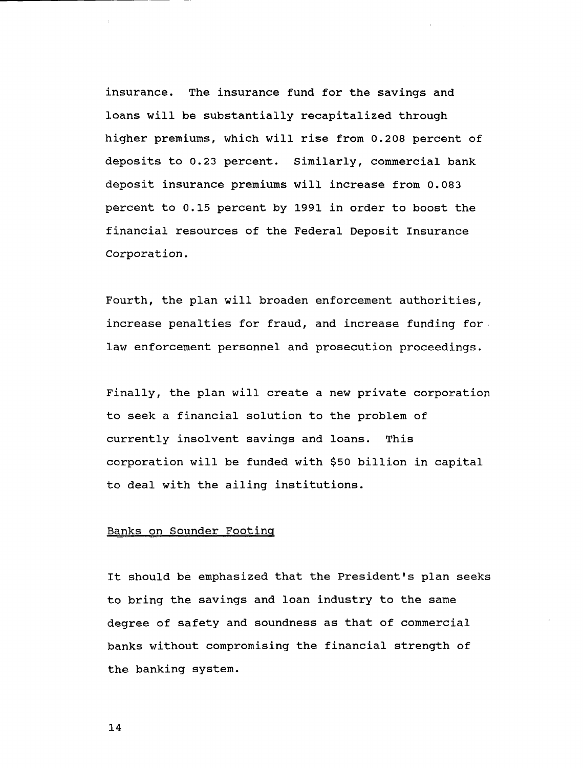insurance. The insurance fund for the savings and loans will be substantially recapitalized through higher premiums, which will rise from 0.208 percent of deposits to 0.23 percent. Similarly, commercial bank deposit insurance premiums will increase from 0.083 percent to 0.15 percent by 1991 in order to boost the financial resources of the Federal Deposit Insurance Corporation.

Fourth, the plan will broaden enforcement authorities, increase penalties for fraud, and increase funding for law enforcement personnel and prosecution proceedings.

Finally, the plan will create a new private corporation to seek a financial solution to the problem of currently insolvent savings and loans. This corporation will be funded with $50 billion in capital to deal with the ailing institutions.

## Banks on Sounder Footing

It should be emphasized that the President's plan seeks to bring the savings and loan industry to the same degree of safety and soundness as that of commercial banks without compromising the financial strength of the banking system.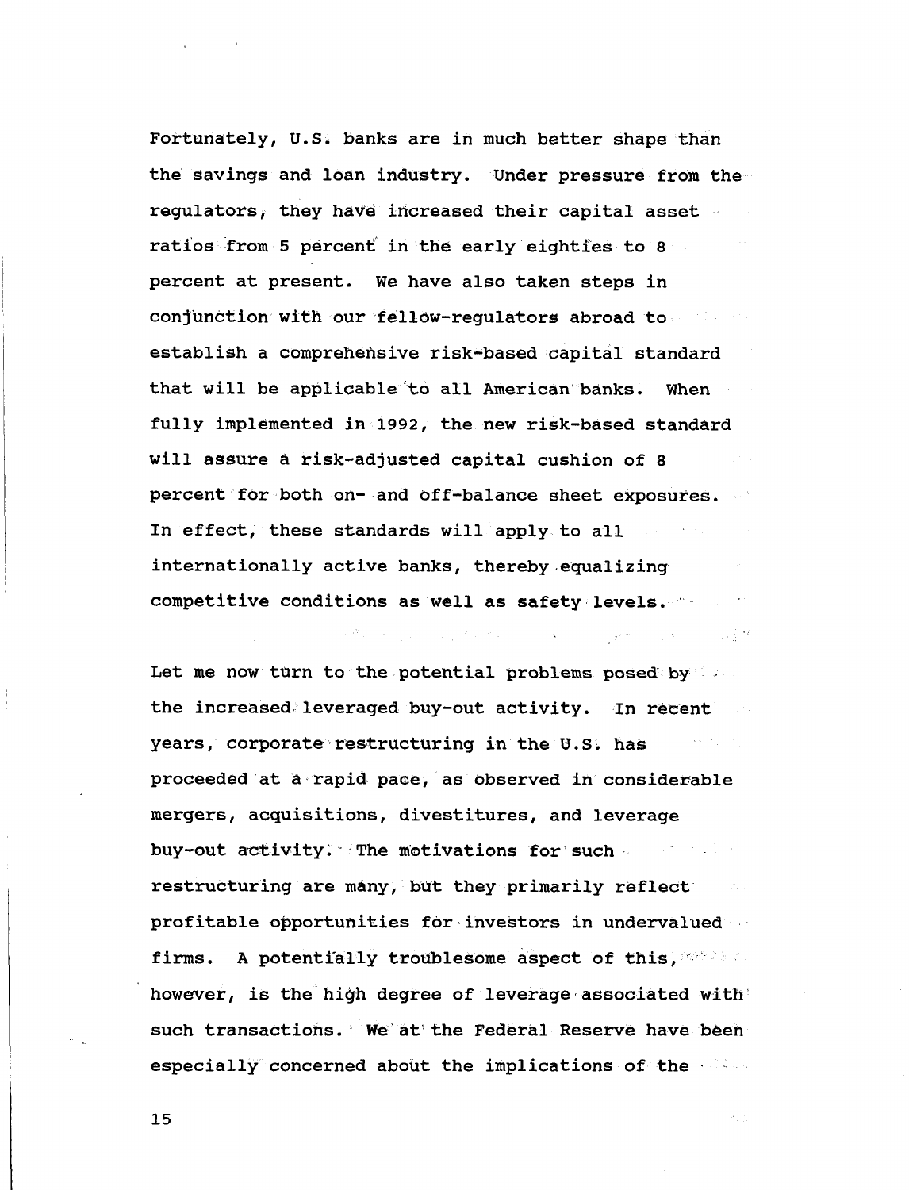Fortunately, U.S. banks are in much better shape than the savings and loan industry. Under pressure from the regulators, they have increased their capital asset ratios from 5 percent in the early eighties to 8 percent at present. We have also taken steps in conjunction with our fellow-regulators abroad to establish a comprehensive risk-based capital standard that will be applicable to all American banks. When fully implemented in 1992, the new risk-based standard will assure a risk-adjusted capital cushion of 8 percent for both on- and off-balance sheet exposures. In effect, these standards will apply to all internationally active banks, thereby equalizing competitive conditions as well as safety levels.

Let me now turn to the potential problems posed by the increased leveraged buy-out activity. In recent years, corporate restructuring in the U.S. has proceeded at a rapid pace, as observed in considerable mergers, acquisitions, divestitures, and leverage buy-out activity. The motivations for such restructuring are many, but they primarily reflect profitable opportunities for investors in undervalued firms. A potentially troublesome aspect of this, however, is the high degree of leverage associated with such transactions. We at the Federal Reserve have been especially concerned about the implications of the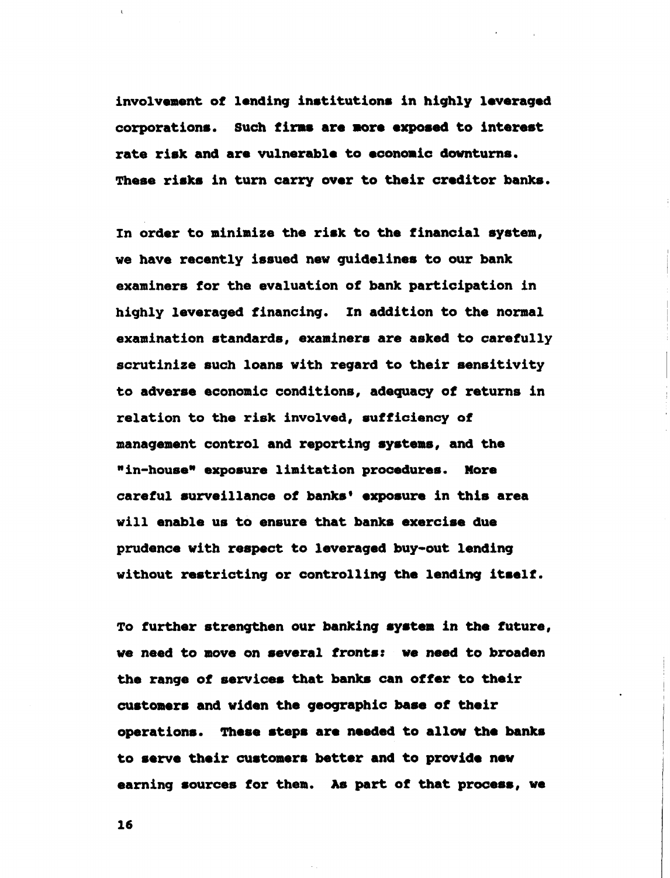involvement of lending institutions in highly leveraged corporations. Such firms are more exposed to interest rate risk and are vulnerable to economic downturns. These risks in turn carry over to their creditor banks.

In order to minimize the risk to the financial system, we have recently issued new guidelines to our bank examiners for the evaluation of bank participation in highly leveraged financing. In addition to the normal examination standards, examiners are asked to carefully scrutinize such loans with regard to their sensitivity to adverse economic conditions, adequacy of returns in relation to the risk involved, sufficiency of management control and reporting systems, and the "in-house" exposure limitation procedures. More careful surveillance of banks' exposure in this area will enable us to ensure that banks exercise due prudence with respect to leveraged buy-out lending without restricting or controlling the lending itself.

To further strengthen our banking system in the future, we need to move on several fronts: we need to broaden the range of services that banks can offer to their customers and widen the geographic base of their operations. These steps are needed to allow the banks to serve their customers better and to provide new earning sources for them. As part of that process, we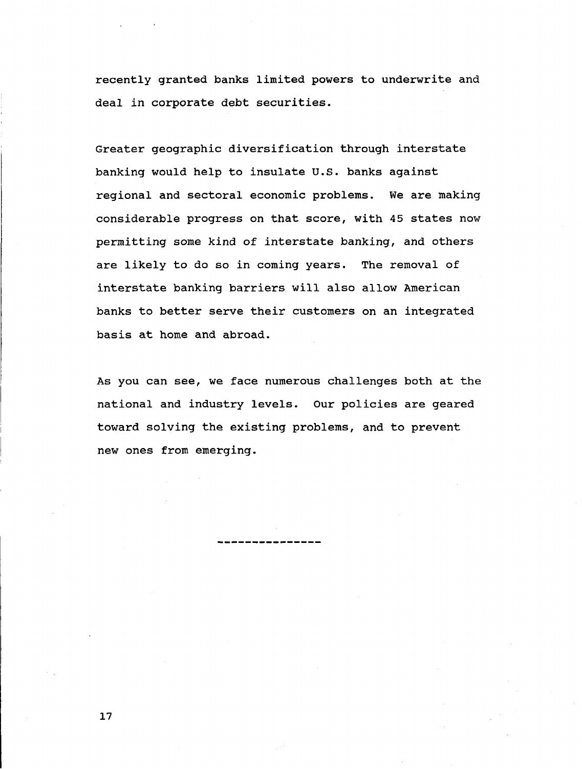recently granted banks limited powers to underwrite and deal in corporate debt securities.

Greater geographic diversification through interstate banking would help to insulate U.S. banks against regional and sectoral economic problems. We are making considerable progress on that score, with 45 states now permitting some kind of interstate banking, and others are likely to do so in coming years. The removal of interstate banking barriers will also allow American banks to better serve their customers on an integrated basis at home and abroad.

As you can see, we face numerous challenges both at the national and industry levels. Our policies are geared toward solving the existing problems, and to prevent new ones from emerging.

---------------